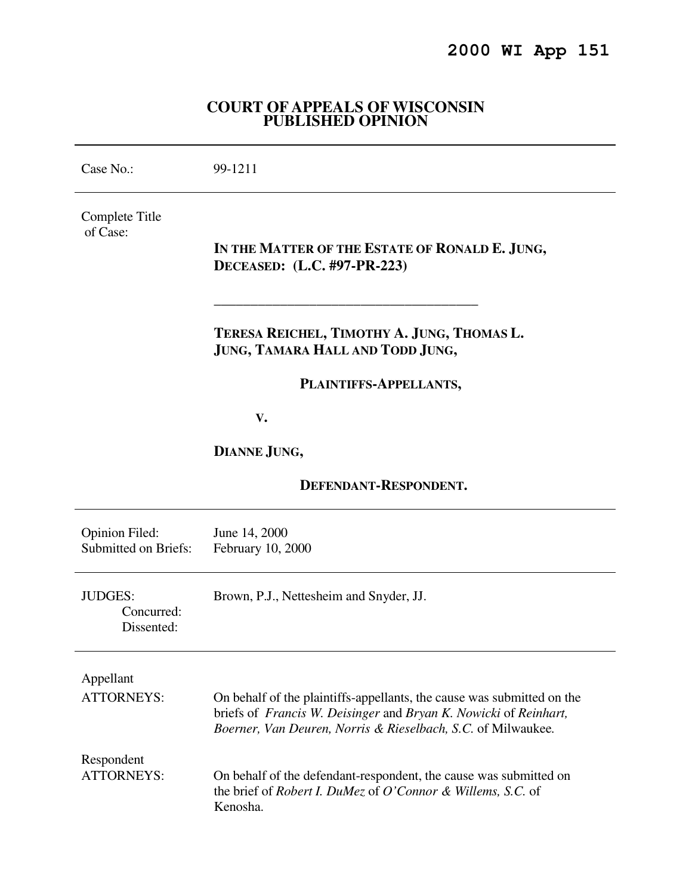**2000 WI App 151**

# COURT OF APPEALS OF WISCONSIN
## PUBLISHED OPINION

---

Case No.: 99-1211

---

Complete Title of Case:

**IN THE MATTER OF THE ESTATE OF RONALD E. JUNG, DECEASED: (L.C. #97-PR-223)**

---

**TERESA REICHEL, TIMOTHY A. JUNG, THOMAS L. JUNG, TAMARA HALL AND TODD JUNG,**

**PLAINTIFFS-APPELLANTS,**

**V.**

**DIANNE JUNG,**

**DEFENDANT-RESPONDENT.**

---

Opinion Filed: June 14, 2000
Submitted on Briefs: February 10, 2000

---

JUDGES: Brown, P.J., Nettesheim and Snyder, JJ.
Concurred:
Dissented:

---

Appellant
ATTORNEYS: On behalf of the plaintiffs-appellants, the cause was submitted on the briefs of *Francis W. Deisinger* and *Bryan K. Nowicki* of *Reinhart, Boerner, Van Deuren, Norris & Rieselbach, S.C.* of Milwaukee.

Respondent
ATTORNEYS: On behalf of the defendant-respondent, the cause was submitted on the brief of *Robert I. DuMez* of *O'Connor & Willems, S.C.* of Kenosha.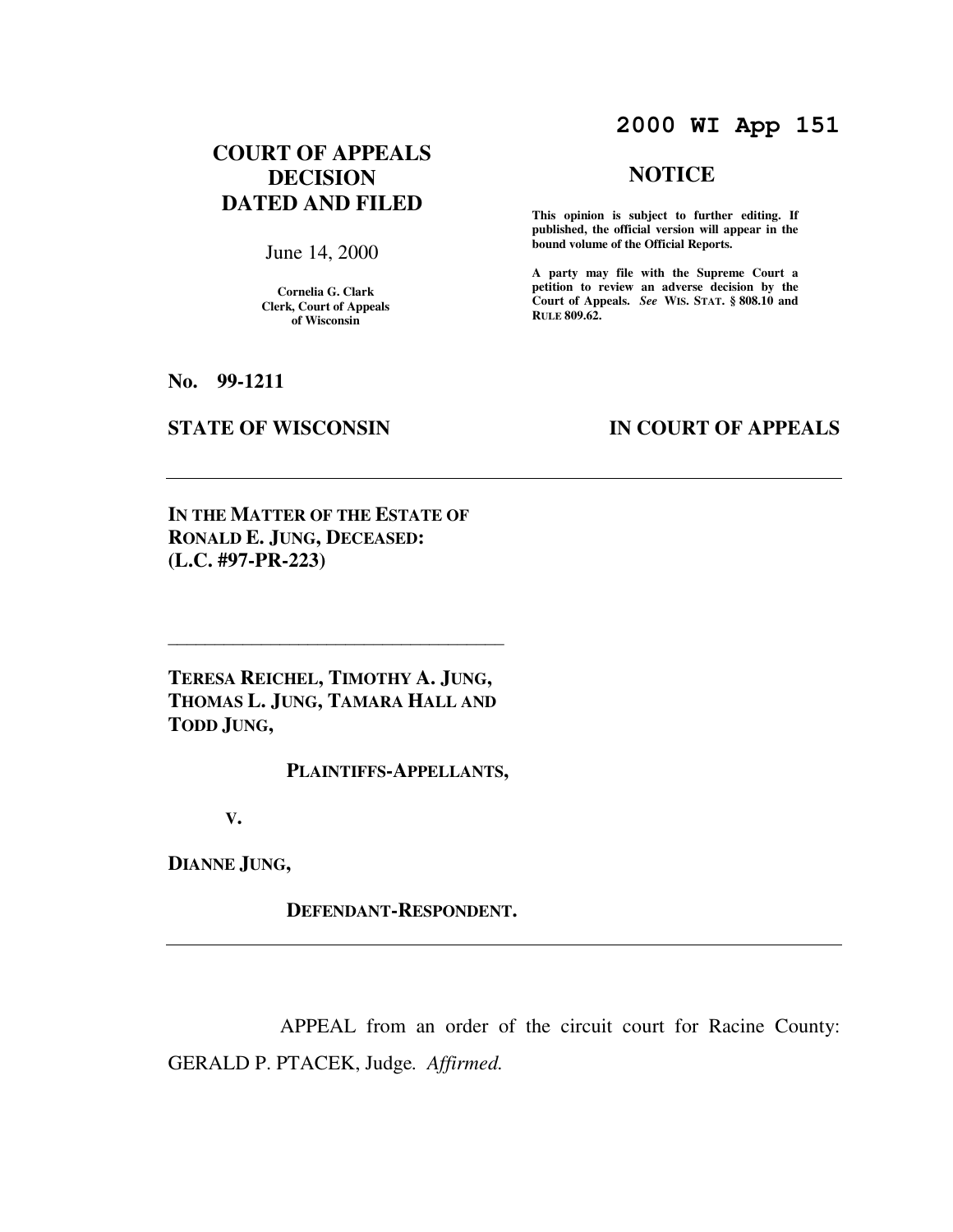**2000 WI App 151**

# COURT OF APPEALS DECISION DATED AND FILED

June 14, 2000

**Cornelia G. Clark**
**Clerk, Court of Appeals of Wisconsin**

## NOTICE

**This opinion is subject to further editing. If published, the official version will appear in the bound volume of the Official Reports.**

**A party may file with the Supreme Court a petition to review an adverse decision by the Court of Appeals.** ***See*** **WIS. STAT. § 808.10 and RULE 809.62.**

**No. 99-1211**

**STATE OF WISCONSIN** **IN COURT OF APPEALS**

---

**IN THE MATTER OF THE ESTATE OF RONALD E. JUNG, DECEASED: (L.C. #97-PR-223)**

---

**TERESA REICHEL, TIMOTHY A. JUNG, THOMAS L. JUNG, TAMARA HALL AND TODD JUNG,**

**PLAINTIFFS-APPELLANTS,**

**V.**

**DIANNE JUNG,**

**DEFENDANT-RESPONDENT.**

---

APPEAL from an order of the circuit court for Racine County: GERALD P. PTACEK, Judge. *Affirmed.*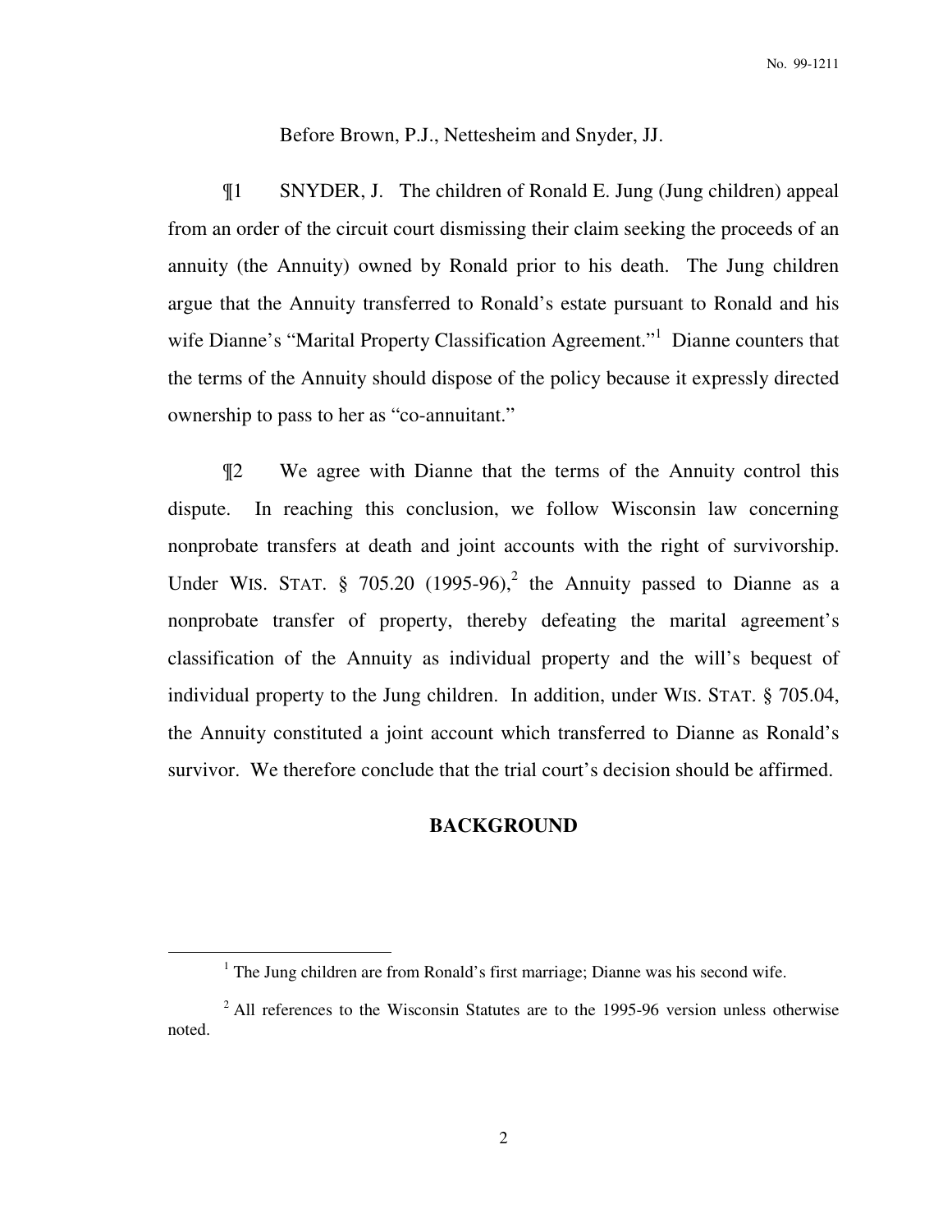Before Brown, P.J., Nettesheim and Snyder, JJ.

¶1 SNYDER, J. The children of Ronald E. Jung (Jung children) appeal from an order of the circuit court dismissing their claim seeking the proceeds of an annuity (the Annuity) owned by Ronald prior to his death. The Jung children argue that the Annuity transferred to Ronald's estate pursuant to Ronald and his wife Dianne's "Marital Property Classification Agreement."[1] Dianne counters that the terms of the Annuity should dispose of the policy because it expressly directed ownership to pass to her as "co-annuitant."

¶2 We agree with Dianne that the terms of the Annuity control this dispute. In reaching this conclusion, we follow Wisconsin law concerning nonprobate transfers at death and joint accounts with the right of survivorship. Under WIS. STAT. § 705.20 (1995-96),[2] the Annuity passed to Dianne as a nonprobate transfer of property, thereby defeating the marital agreement's classification of the Annuity as individual property and the will's bequest of individual property to the Jung children. In addition, under WIS. STAT. § 705.04, the Annuity constituted a joint account which transferred to Dianne as Ronald's survivor. We therefore conclude that the trial court's decision should be affirmed.

## BACKGROUND

[1] The Jung children are from Ronald's first marriage; Dianne was his second wife.

[2] All references to the Wisconsin Statutes are to the 1995-96 version unless otherwise noted.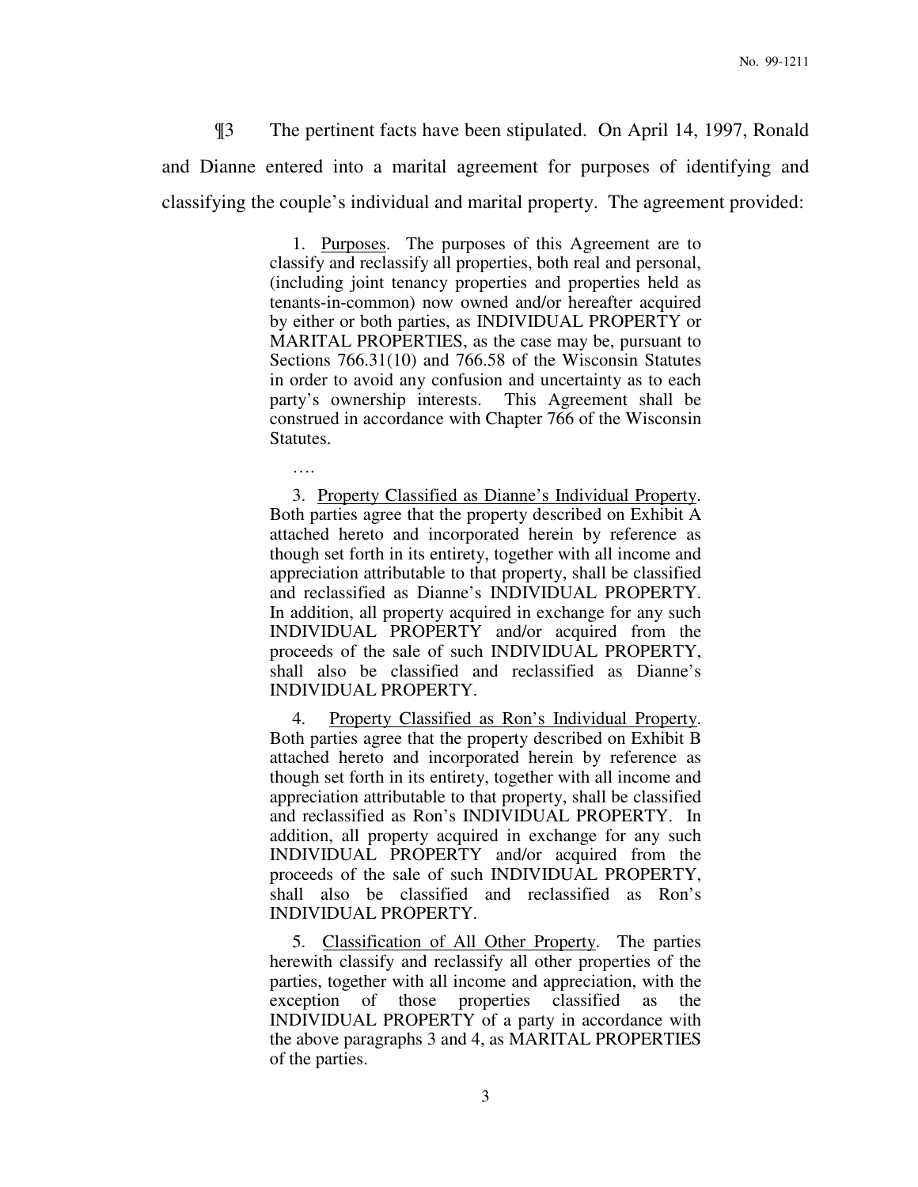¶3 The pertinent facts have been stipulated. On April 14, 1997, Ronald and Dianne entered into a marital agreement for purposes of identifying and classifying the couple's individual and marital property. The agreement provided:

> 1. Purposes. The purposes of this Agreement are to classify and reclassify all properties, both real and personal, (including joint tenancy properties and properties held as tenants-in-common) now owned and/or hereafter acquired by either or both parties, as INDIVIDUAL PROPERTY or MARITAL PROPERTIES, as the case may be, pursuant to Sections 766.31(10) and 766.58 of the Wisconsin Statutes in order to avoid any confusion and uncertainty as to each party's ownership interests. This Agreement shall be construed in accordance with Chapter 766 of the Wisconsin Statutes.
>
> ….
>
> 3. Property Classified as Dianne's Individual Property. Both parties agree that the property described on Exhibit A attached hereto and incorporated herein by reference as though set forth in its entirety, together with all income and appreciation attributable to that property, shall be classified and reclassified as Dianne's INDIVIDUAL PROPERTY. In addition, all property acquired in exchange for any such INDIVIDUAL PROPERTY and/or acquired from the proceeds of the sale of such INDIVIDUAL PROPERTY, shall also be classified and reclassified as Dianne's INDIVIDUAL PROPERTY.
>
> 4. Property Classified as Ron's Individual Property. Both parties agree that the property described on Exhibit B attached hereto and incorporated herein by reference as though set forth in its entirety, together with all income and appreciation attributable to that property, shall be classified and reclassified as Ron's INDIVIDUAL PROPERTY. In addition, all property acquired in exchange for any such INDIVIDUAL PROPERTY and/or acquired from the proceeds of the sale of such INDIVIDUAL PROPERTY, shall also be classified and reclassified as Ron's INDIVIDUAL PROPERTY.
>
> 5. Classification of All Other Property. The parties herewith classify and reclassify all other properties of the parties, together with all income and appreciation, with the exception of those properties classified as the INDIVIDUAL PROPERTY of a party in accordance with the above paragraphs 3 and 4, as MARITAL PROPERTIES of the parties.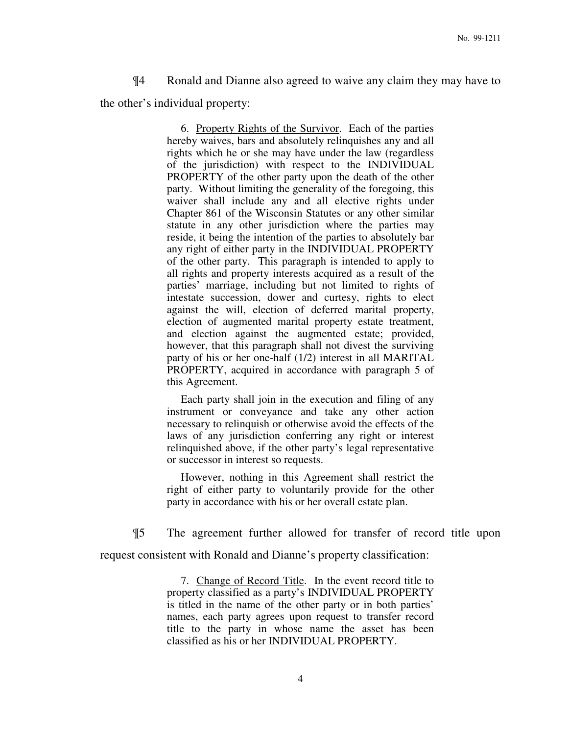¶4 Ronald and Dianne also agreed to waive any claim they may have to the other's individual property:

> 6. <u>Property Rights of the Survivor</u>. Each of the parties hereby waives, bars and absolutely relinquishes any and all rights which he or she may have under the law (regardless of the jurisdiction) with respect to the INDIVIDUAL PROPERTY of the other party upon the death of the other party. Without limiting the generality of the foregoing, this waiver shall include any and all elective rights under Chapter 861 of the Wisconsin Statutes or any other similar statute in any other jurisdiction where the parties may reside, it being the intention of the parties to absolutely bar any right of either party in the INDIVIDUAL PROPERTY of the other party. This paragraph is intended to apply to all rights and property interests acquired as a result of the parties' marriage, including but not limited to rights of intestate succession, dower and curtesy, rights to elect against the will, election of deferred marital property, election of augmented marital property estate treatment, and election against the augmented estate; provided, however, that this paragraph shall not divest the surviving party of his or her one-half (1/2) interest in all MARITAL PROPERTY, acquired in accordance with paragraph 5 of this Agreement.
>
> Each party shall join in the execution and filing of any instrument or conveyance and take any other action necessary to relinquish or otherwise avoid the effects of the laws of any jurisdiction conferring any right or interest relinquished above, if the other party's legal representative or successor in interest so requests.
>
> However, nothing in this Agreement shall restrict the right of either party to voluntarily provide for the other party in accordance with his or her overall estate plan.

¶5 The agreement further allowed for transfer of record title upon request consistent with Ronald and Dianne's property classification:

> 7. <u>Change of Record Title</u>. In the event record title to property classified as a party's INDIVIDUAL PROPERTY is titled in the name of the other party or in both parties' names, each party agrees upon request to transfer record title to the party in whose name the asset has been classified as his or her INDIVIDUAL PROPERTY.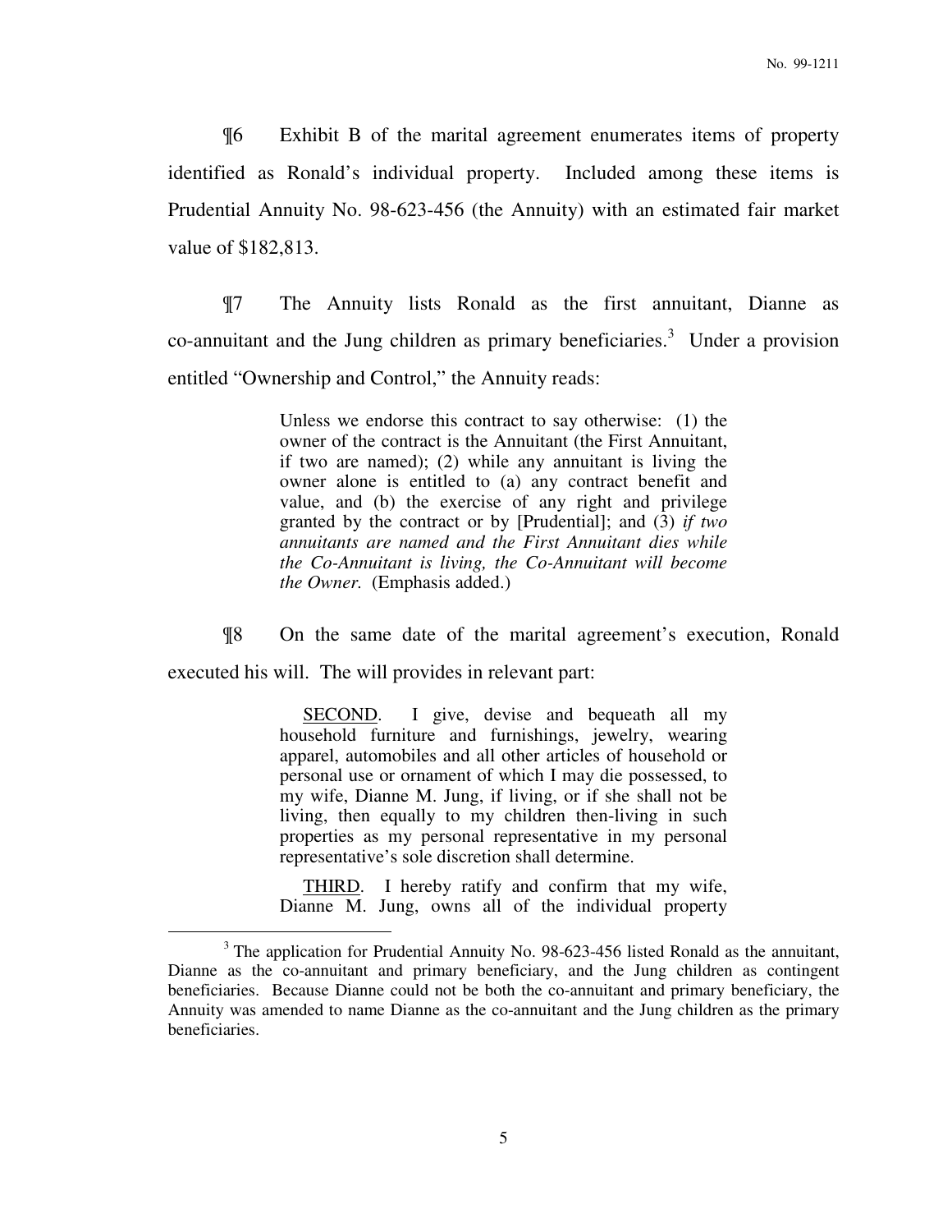¶6 Exhibit B of the marital agreement enumerates items of property identified as Ronald's individual property. Included among these items is Prudential Annuity No. 98-623-456 (the Annuity) with an estimated fair market value of $182,813.

¶7 The Annuity lists Ronald as the first annuitant, Dianne as co-annuitant and the Jung children as primary beneficiaries.[3] Under a provision entitled "Ownership and Control," the Annuity reads:

> Unless we endorse this contract to say otherwise: (1) the owner of the contract is the Annuitant (the First Annuitant, if two are named); (2) while any annuitant is living the owner alone is entitled to (a) any contract benefit and value, and (b) the exercise of any right and privilege granted by the contract or by [Prudential]; and (3) *if two annuitants are named and the First Annuitant dies while the Co-Annuitant is living, the Co-Annuitant will become the Owner.* (Emphasis added.)

¶8 On the same date of the marital agreement's execution, Ronald executed his will. The will provides in relevant part:

> SECOND. I give, devise and bequeath all my household furniture and furnishings, jewelry, wearing apparel, automobiles and all other articles of household or personal use or ornament of which I may die possessed, to my wife, Dianne M. Jung, if living, or if she shall not be living, then equally to my children then-living in such properties as my personal representative in my personal representative's sole discretion shall determine.
>
> THIRD. I hereby ratify and confirm that my wife, Dianne M. Jung, owns all of the individual property

---

[3] The application for Prudential Annuity No. 98-623-456 listed Ronald as the annuitant, Dianne as the co-annuitant and primary beneficiary, and the Jung children as contingent beneficiaries. Because Dianne could not be both the co-annuitant and primary beneficiary, the Annuity was amended to name Dianne as the co-annuitant and the Jung children as the primary beneficiaries.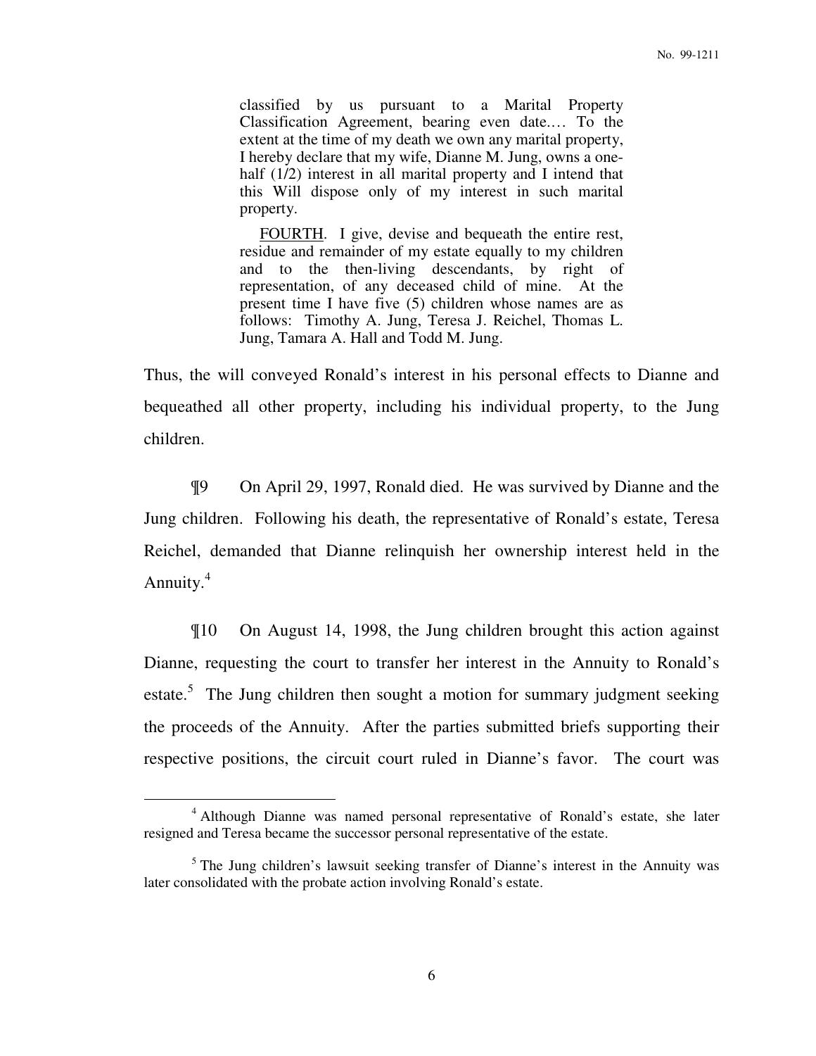> classified by us pursuant to a Marital Property Classification Agreement, bearing even date.… To the extent at the time of my death we own any marital property, I hereby declare that my wife, Dianne M. Jung, owns a one-half (1/2) interest in all marital property and I intend that this Will dispose only of my interest in such marital property.
>
> FOURTH. I give, devise and bequeath the entire rest, residue and remainder of my estate equally to my children and to the then-living descendants, by right of representation, of any deceased child of mine. At the present time I have five (5) children whose names are as follows: Timothy A. Jung, Teresa J. Reichel, Thomas L. Jung, Tamara A. Hall and Todd M. Jung.

Thus, the will conveyed Ronald's interest in his personal effects to Dianne and bequeathed all other property, including his individual property, to the Jung children.

¶9 On April 29, 1997, Ronald died. He was survived by Dianne and the Jung children. Following his death, the representative of Ronald's estate, Teresa Reichel, demanded that Dianne relinquish her ownership interest held in the Annuity.[4]

¶10 On August 14, 1998, the Jung children brought this action against Dianne, requesting the court to transfer her interest in the Annuity to Ronald's estate.[5] The Jung children then sought a motion for summary judgment seeking the proceeds of the Annuity. After the parties submitted briefs supporting their respective positions, the circuit court ruled in Dianne's favor. The court was

---

[4] Although Dianne was named personal representative of Ronald's estate, she later resigned and Teresa became the successor personal representative of the estate.

[5] The Jung children's lawsuit seeking transfer of Dianne's interest in the Annuity was later consolidated with the probate action involving Ronald's estate.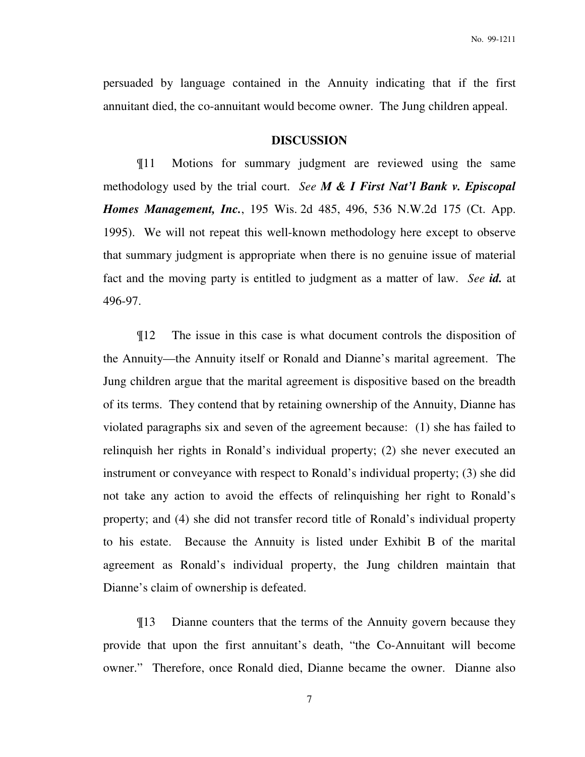persuaded by language contained in the Annuity indicating that if the first annuitant died, the co-annuitant would become owner. The Jung children appeal.

## DISCUSSION

¶11 Motions for summary judgment are reviewed using the same methodology used by the trial court. *See* ***M & I First Nat'l Bank v. Episcopal Homes Management, Inc.***, 195 Wis. 2d 485, 496, 536 N.W.2d 175 (Ct. App. 1995). We will not repeat this well-known methodology here except to observe that summary judgment is appropriate when there is no genuine issue of material fact and the moving party is entitled to judgment as a matter of law. *See* ***id.*** at 496-97.

¶12 The issue in this case is what document controls the disposition of the Annuity—the Annuity itself or Ronald and Dianne's marital agreement. The Jung children argue that the marital agreement is dispositive based on the breadth of its terms. They contend that by retaining ownership of the Annuity, Dianne has violated paragraphs six and seven of the agreement because: (1) she has failed to relinquish her rights in Ronald's individual property; (2) she never executed an instrument or conveyance with respect to Ronald's individual property; (3) she did not take any action to avoid the effects of relinquishing her right to Ronald's property; and (4) she did not transfer record title of Ronald's individual property to his estate. Because the Annuity is listed under Exhibit B of the marital agreement as Ronald's individual property, the Jung children maintain that Dianne's claim of ownership is defeated.

¶13 Dianne counters that the terms of the Annuity govern because they provide that upon the first annuitant's death, "the Co-Annuitant will become owner." Therefore, once Ronald died, Dianne became the owner. Dianne also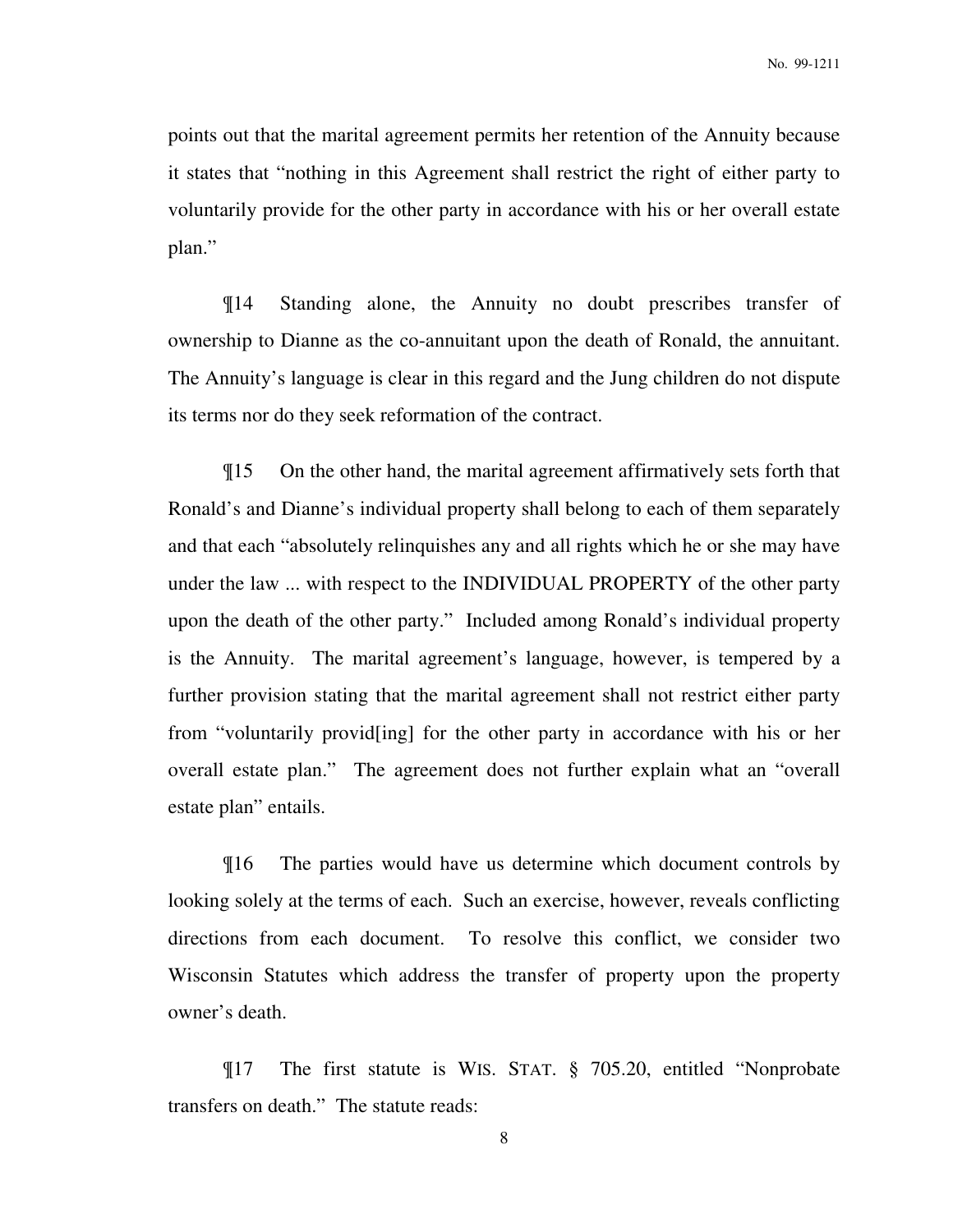points out that the marital agreement permits her retention of the Annuity because it states that "nothing in this Agreement shall restrict the right of either party to voluntarily provide for the other party in accordance with his or her overall estate plan."

¶14 Standing alone, the Annuity no doubt prescribes transfer of ownership to Dianne as the co-annuitant upon the death of Ronald, the annuitant. The Annuity's language is clear in this regard and the Jung children do not dispute its terms nor do they seek reformation of the contract.

¶15 On the other hand, the marital agreement affirmatively sets forth that Ronald's and Dianne's individual property shall belong to each of them separately and that each "absolutely relinquishes any and all rights which he or she may have under the law ... with respect to the INDIVIDUAL PROPERTY of the other party upon the death of the other party." Included among Ronald's individual property is the Annuity. The marital agreement's language, however, is tempered by a further provision stating that the marital agreement shall not restrict either party from "voluntarily provid[ing] for the other party in accordance with his or her overall estate plan." The agreement does not further explain what an "overall estate plan" entails.

¶16 The parties would have us determine which document controls by looking solely at the terms of each. Such an exercise, however, reveals conflicting directions from each document. To resolve this conflict, we consider two Wisconsin Statutes which address the transfer of property upon the property owner's death.

¶17 The first statute is WIS. STAT. § 705.20, entitled "Nonprobate transfers on death." The statute reads: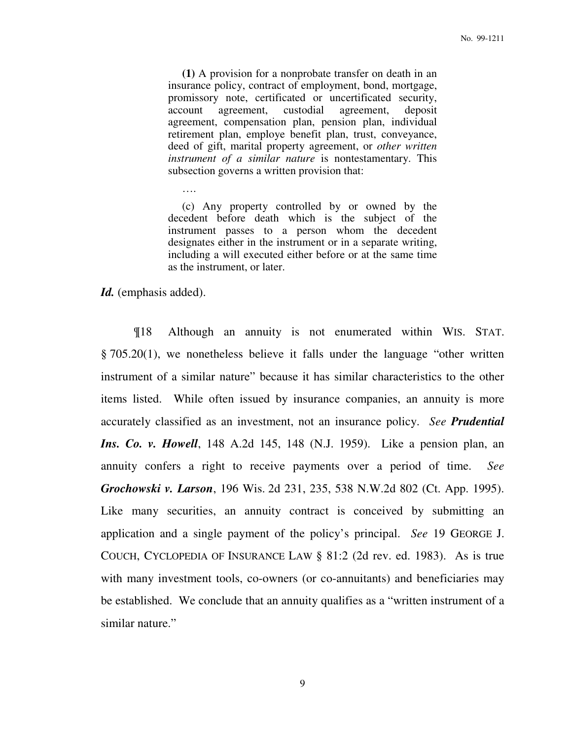> **(1)** A provision for a nonprobate transfer on death in an insurance policy, contract of employment, bond, mortgage, promissory note, certificated or uncertificated security, account agreement, custodial agreement, deposit agreement, compensation plan, pension plan, individual retirement plan, employe benefit plan, trust, conveyance, deed of gift, marital property agreement, or *other written instrument of a similar nature* is nontestamentary. This subsection governs a written provision that:
>
> ….
>
> (c) Any property controlled by or owned by the decedent before death which is the subject of the instrument passes to a person whom the decedent designates either in the instrument or in a separate writing, including a will executed either before or at the same time as the instrument, or later.

***Id.*** (emphasis added).

¶18 Although an annuity is not enumerated within WIS. STAT. § 705.20(1), we nonetheless believe it falls under the language "other written instrument of a similar nature" because it has similar characteristics to the other items listed. While often issued by insurance companies, an annuity is more accurately classified as an investment, not an insurance policy. *See* ***Prudential Ins. Co. v. Howell***, 148 A.2d 145, 148 (N.J. 1959). Like a pension plan, an annuity confers a right to receive payments over a period of time. *See* ***Grochowski v. Larson***, 196 Wis. 2d 231, 235, 538 N.W.2d 802 (Ct. App. 1995). Like many securities, an annuity contract is conceived by submitting an application and a single payment of the policy's principal. *See* 19 GEORGE J. COUCH, CYCLOPEDIA OF INSURANCE LAW § 81:2 (2d rev. ed. 1983). As is true with many investment tools, co-owners (or co-annuitants) and beneficiaries may be established. We conclude that an annuity qualifies as a "written instrument of a similar nature."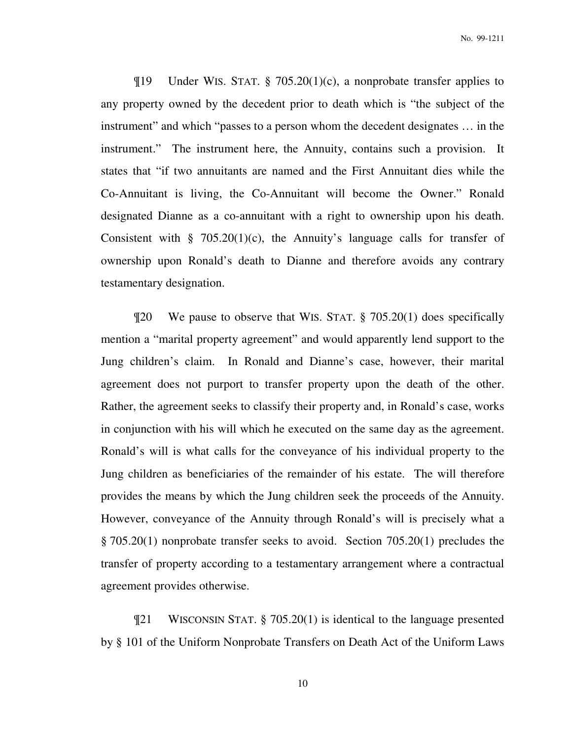¶19 Under WIS. STAT. § 705.20(1)(c), a nonprobate transfer applies to any property owned by the decedent prior to death which is "the subject of the instrument" and which "passes to a person whom the decedent designates … in the instrument." The instrument here, the Annuity, contains such a provision. It states that "if two annuitants are named and the First Annuitant dies while the Co-Annuitant is living, the Co-Annuitant will become the Owner." Ronald designated Dianne as a co-annuitant with a right to ownership upon his death. Consistent with § 705.20(1)(c), the Annuity's language calls for transfer of ownership upon Ronald's death to Dianne and therefore avoids any contrary testamentary designation.

¶20 We pause to observe that WIS. STAT. § 705.20(1) does specifically mention a "marital property agreement" and would apparently lend support to the Jung children's claim. In Ronald and Dianne's case, however, their marital agreement does not purport to transfer property upon the death of the other. Rather, the agreement seeks to classify their property and, in Ronald's case, works in conjunction with his will which he executed on the same day as the agreement. Ronald's will is what calls for the conveyance of his individual property to the Jung children as beneficiaries of the remainder of his estate. The will therefore provides the means by which the Jung children seek the proceeds of the Annuity. However, conveyance of the Annuity through Ronald's will is precisely what a § 705.20(1) nonprobate transfer seeks to avoid. Section 705.20(1) precludes the transfer of property according to a testamentary arrangement where a contractual agreement provides otherwise.

¶21 WISCONSIN STAT. § 705.20(1) is identical to the language presented by § 101 of the Uniform Nonprobate Transfers on Death Act of the Uniform Laws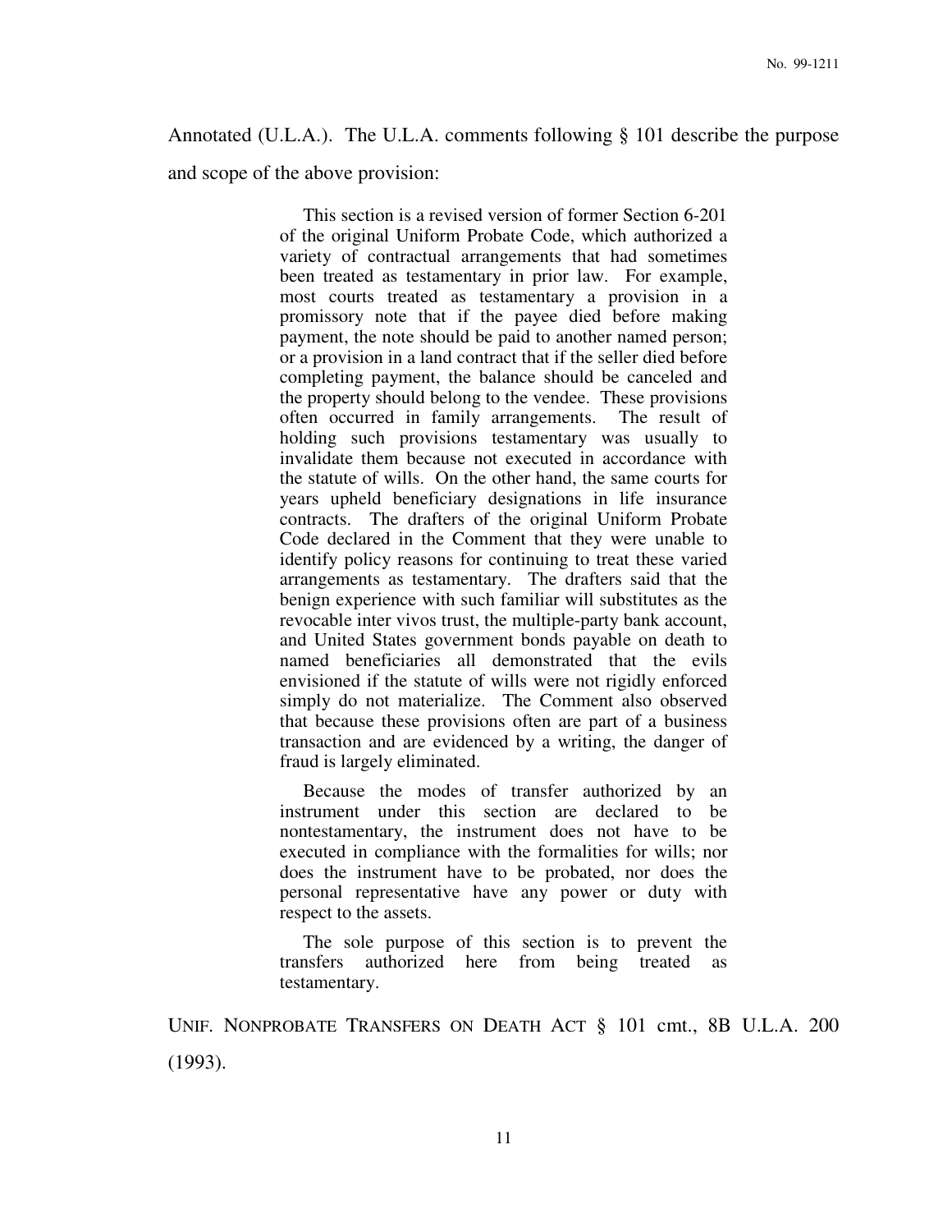Annotated (U.L.A.). The U.L.A. comments following § 101 describe the purpose and scope of the above provision:

> This section is a revised version of former Section 6-201 of the original Uniform Probate Code, which authorized a variety of contractual arrangements that had sometimes been treated as testamentary in prior law. For example, most courts treated as testamentary a provision in a promissory note that if the payee died before making payment, the note should be paid to another named person; or a provision in a land contract that if the seller died before completing payment, the balance should be canceled and the property should belong to the vendee. These provisions often occurred in family arrangements. The result of holding such provisions testamentary was usually to invalidate them because not executed in accordance with the statute of wills. On the other hand, the same courts for years upheld beneficiary designations in life insurance contracts. The drafters of the original Uniform Probate Code declared in the Comment that they were unable to identify policy reasons for continuing to treat these varied arrangements as testamentary. The drafters said that the benign experience with such familiar will substitutes as the revocable inter vivos trust, the multiple-party bank account, and United States government bonds payable on death to named beneficiaries all demonstrated that the evils envisioned if the statute of wills were not rigidly enforced simply do not materialize. The Comment also observed that because these provisions often are part of a business transaction and are evidenced by a writing, the danger of fraud is largely eliminated.
>
> Because the modes of transfer authorized by an instrument under this section are declared to be nontestamentary, the instrument does not have to be executed in compliance with the formalities for wills; nor does the instrument have to be probated, nor does the personal representative have any power or duty with respect to the assets.
>
> The sole purpose of this section is to prevent the transfers authorized here from being treated as testamentary.

UNIF. NONPROBATE TRANSFERS ON DEATH ACT § 101 cmt., 8B U.L.A. 200 (1993).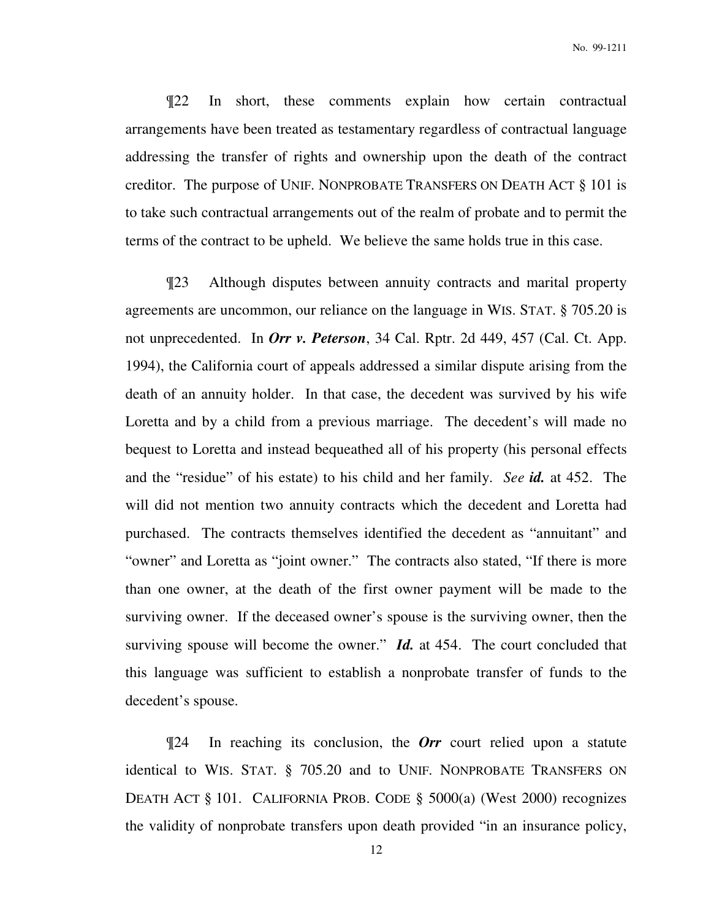¶22 In short, these comments explain how certain contractual arrangements have been treated as testamentary regardless of contractual language addressing the transfer of rights and ownership upon the death of the contract creditor. The purpose of UNIF. NONPROBATE TRANSFERS ON DEATH ACT § 101 is to take such contractual arrangements out of the realm of probate and to permit the terms of the contract to be upheld. We believe the same holds true in this case.

¶23 Although disputes between annuity contracts and marital property agreements are uncommon, our reliance on the language in WIS. STAT. § 705.20 is not unprecedented. In ***Orr v. Peterson***, 34 Cal. Rptr. 2d 449, 457 (Cal. Ct. App. 1994), the California court of appeals addressed a similar dispute arising from the death of an annuity holder. In that case, the decedent was survived by his wife Loretta and by a child from a previous marriage. The decedent's will made no bequest to Loretta and instead bequeathed all of his property (his personal effects and the "residue" of his estate) to his child and her family. *See **id.*** at 452. The will did not mention two annuity contracts which the decedent and Loretta had purchased. The contracts themselves identified the decedent as "annuitant" and "owner" and Loretta as "joint owner." The contracts also stated, "If there is more than one owner, at the death of the first owner payment will be made to the surviving owner. If the deceased owner's spouse is the surviving owner, then the surviving spouse will become the owner." ***Id.*** at 454. The court concluded that this language was sufficient to establish a nonprobate transfer of funds to the decedent's spouse.

¶24 In reaching its conclusion, the ***Orr*** court relied upon a statute identical to WIS. STAT. § 705.20 and to UNIF. NONPROBATE TRANSFERS ON DEATH ACT § 101. CALIFORNIA PROB. CODE § 5000(a) (West 2000) recognizes the validity of nonprobate transfers upon death provided "in an insurance policy,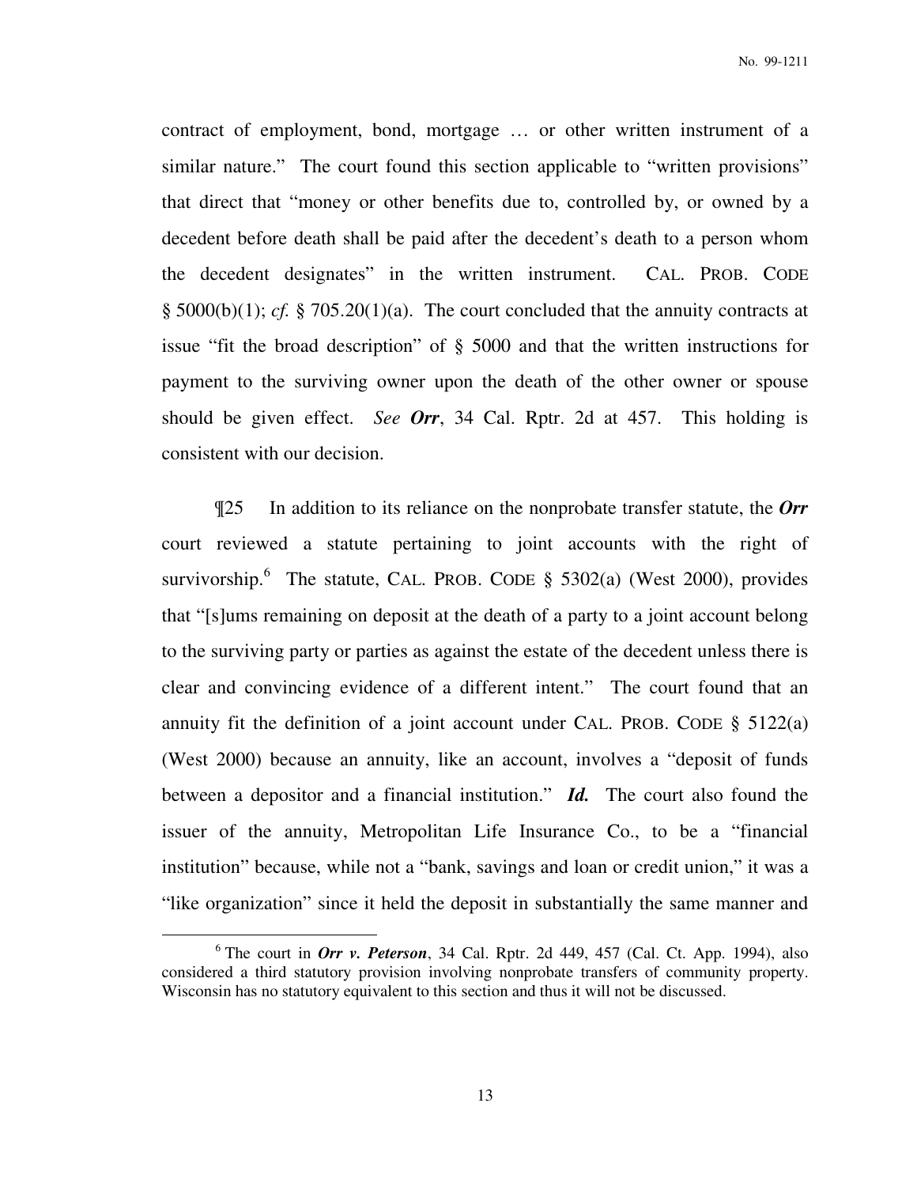contract of employment, bond, mortgage … or other written instrument of a similar nature." The court found this section applicable to "written provisions" that direct that "money or other benefits due to, controlled by, or owned by a decedent before death shall be paid after the decedent's death to a person whom the decedent designates" in the written instrument. CAL. PROB. CODE § 5000(b)(1); *cf.* § 705.20(1)(a). The court concluded that the annuity contracts at issue "fit the broad description" of § 5000 and that the written instructions for payment to the surviving owner upon the death of the other owner or spouse should be given effect. *See* ***Orr***, 34 Cal. Rptr. 2d at 457. This holding is consistent with our decision.

¶25 In addition to its reliance on the nonprobate transfer statute, the ***Orr*** court reviewed a statute pertaining to joint accounts with the right of survivorship.[6] The statute, CAL. PROB. CODE § 5302(a) (West 2000), provides that "[s]ums remaining on deposit at the death of a party to a joint account belong to the surviving party or parties as against the estate of the decedent unless there is clear and convincing evidence of a different intent." The court found that an annuity fit the definition of a joint account under CAL. PROB. CODE § 5122(a) (West 2000) because an annuity, like an account, involves a "deposit of funds between a depositor and a financial institution." ***Id.*** The court also found the issuer of the annuity, Metropolitan Life Insurance Co., to be a "financial institution" because, while not a "bank, savings and loan or credit union," it was a "like organization" since it held the deposit in substantially the same manner and

[6] The court in ***Orr v. Peterson***, 34 Cal. Rptr. 2d 449, 457 (Cal. Ct. App. 1994), also considered a third statutory provision involving nonprobate transfers of community property. Wisconsin has no statutory equivalent to this section and thus it will not be discussed.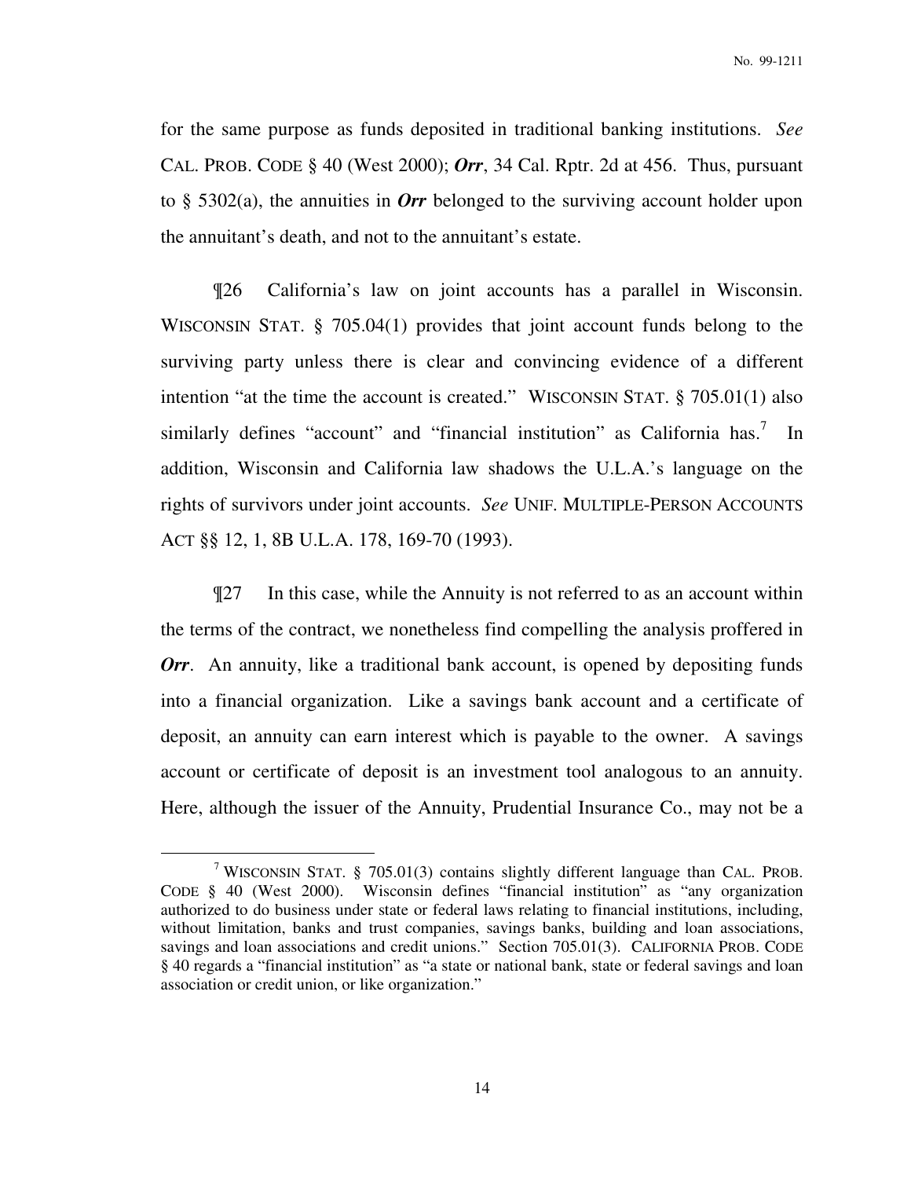for the same purpose as funds deposited in traditional banking institutions. *See* CAL. PROB. CODE § 40 (West 2000); ***Orr***, 34 Cal. Rptr. 2d at 456. Thus, pursuant to § 5302(a), the annuities in ***Orr*** belonged to the surviving account holder upon the annuitant's death, and not to the annuitant's estate.

¶26 California's law on joint accounts has a parallel in Wisconsin. WISCONSIN STAT. § 705.04(1) provides that joint account funds belong to the surviving party unless there is clear and convincing evidence of a different intention "at the time the account is created." WISCONSIN STAT. § 705.01(1) also similarly defines "account" and "financial institution" as California has.[7] In addition, Wisconsin and California law shadows the U.L.A.'s language on the rights of survivors under joint accounts. *See* UNIF. MULTIPLE-PERSON ACCOUNTS ACT §§ 12, 1, 8B U.L.A. 178, 169-70 (1993).

¶27 In this case, while the Annuity is not referred to as an account within the terms of the contract, we nonetheless find compelling the analysis proffered in ***Orr***. An annuity, like a traditional bank account, is opened by depositing funds into a financial organization. Like a savings bank account and a certificate of deposit, an annuity can earn interest which is payable to the owner. A savings account or certificate of deposit is an investment tool analogous to an annuity. Here, although the issuer of the Annuity, Prudential Insurance Co., may not be a

---

[7] WISCONSIN STAT. § 705.01(3) contains slightly different language than CAL. PROB. CODE § 40 (West 2000). Wisconsin defines "financial institution" as "any organization authorized to do business under state or federal laws relating to financial institutions, including, without limitation, banks and trust companies, savings banks, building and loan associations, savings and loan associations and credit unions." Section 705.01(3). CALIFORNIA PROB. CODE § 40 regards a "financial institution" as "a state or national bank, state or federal savings and loan association or credit union, or like organization."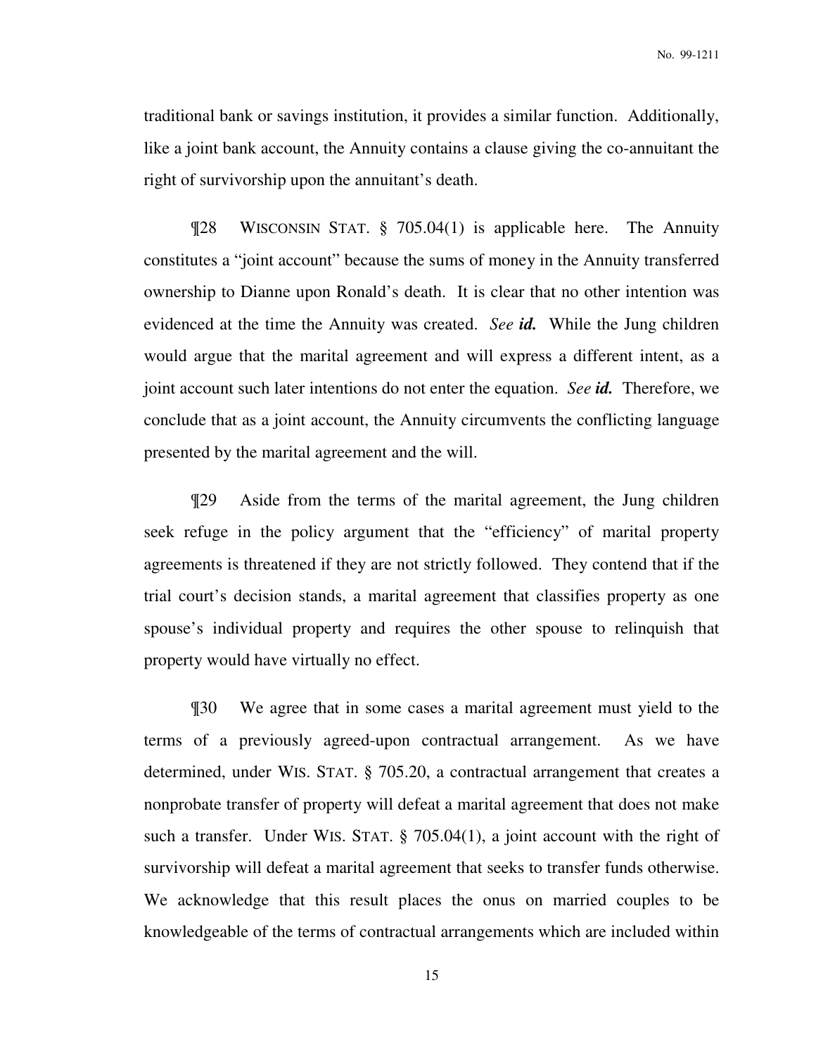traditional bank or savings institution, it provides a similar function. Additionally, like a joint bank account, the Annuity contains a clause giving the co-annuitant the right of survivorship upon the annuitant's death.

¶28 WISCONSIN STAT. § 705.04(1) is applicable here. The Annuity constitutes a "joint account" because the sums of money in the Annuity transferred ownership to Dianne upon Ronald's death. It is clear that no other intention was evidenced at the time the Annuity was created. *See **id.*** While the Jung children would argue that the marital agreement and will express a different intent, as a joint account such later intentions do not enter the equation. *See **id.*** Therefore, we conclude that as a joint account, the Annuity circumvents the conflicting language presented by the marital agreement and the will.

¶29 Aside from the terms of the marital agreement, the Jung children seek refuge in the policy argument that the "efficiency" of marital property agreements is threatened if they are not strictly followed. They contend that if the trial court's decision stands, a marital agreement that classifies property as one spouse's individual property and requires the other spouse to relinquish that property would have virtually no effect.

¶30 We agree that in some cases a marital agreement must yield to the terms of a previously agreed-upon contractual arrangement. As we have determined, under WIS. STAT. § 705.20, a contractual arrangement that creates a nonprobate transfer of property will defeat a marital agreement that does not make such a transfer. Under WIS. STAT. § 705.04(1), a joint account with the right of survivorship will defeat a marital agreement that seeks to transfer funds otherwise. We acknowledge that this result places the onus on married couples to be knowledgeable of the terms of contractual arrangements which are included within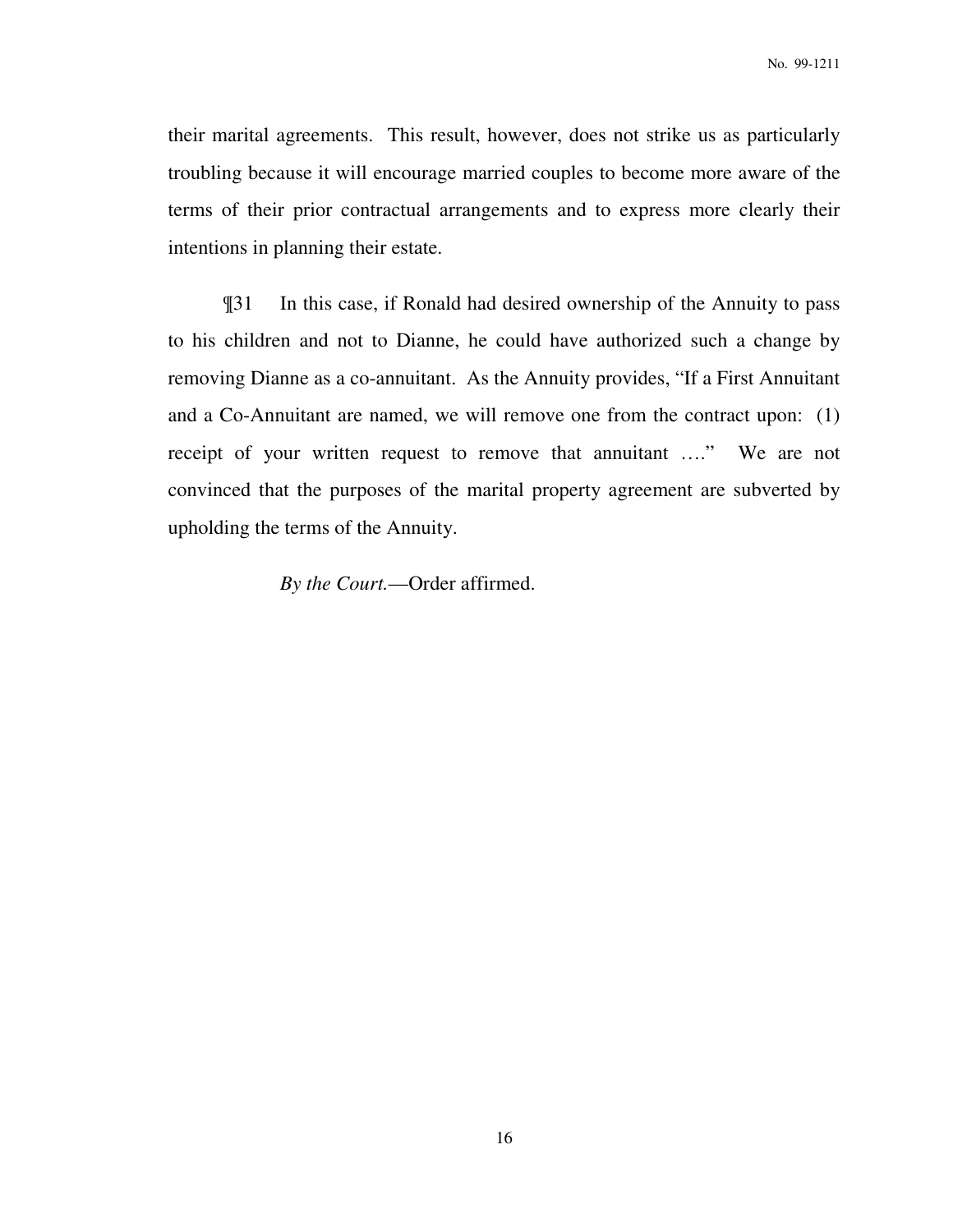their marital agreements. This result, however, does not strike us as particularly troubling because it will encourage married couples to become more aware of the terms of their prior contractual arrangements and to express more clearly their intentions in planning their estate.

¶31 In this case, if Ronald had desired ownership of the Annuity to pass to his children and not to Dianne, he could have authorized such a change by removing Dianne as a co-annuitant. As the Annuity provides, "If a First Annuitant and a Co-Annuitant are named, we will remove one from the contract upon: (1) receipt of your written request to remove that annuitant …." We are not convinced that the purposes of the marital property agreement are subverted by upholding the terms of the Annuity.

*By the Court.*—Order affirmed.